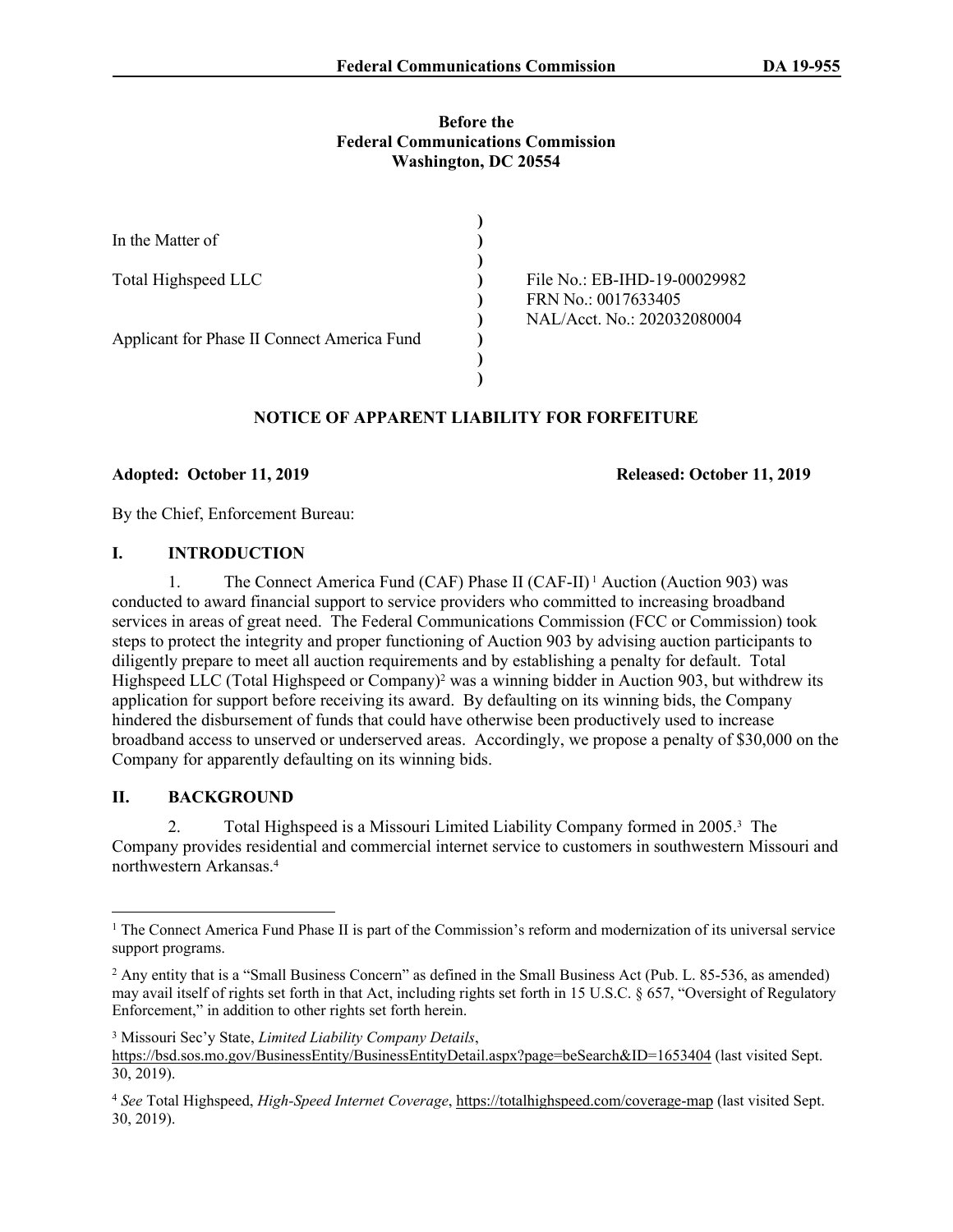**Before the**
**Federal Communications Commission**
**Washington, DC 20554**

| | | |
|---|---|---|
| In the Matter of | ) | |
| | ) | |
| Total Highspeed LLC | ) | File No.: EB-IHD-19-00029982 |
| | ) | FRN No.: 0017633405 |
| | ) | NAL/Acct. No.: 202032080004 |
| Applicant for Phase II Connect America Fund | ) | |
| | ) | |

## NOTICE OF APPARENT LIABILITY FOR FORFEITURE

**Adopted: October 11, 2019** **Released: October 11, 2019**

By the Chief, Enforcement Bureau:

## I. INTRODUCTION

1. The Connect America Fund (CAF) Phase II (CAF-II)[1] Auction (Auction 903) was conducted to award financial support to service providers who committed to increasing broadband services in areas of great need. The Federal Communications Commission (FCC or Commission) took steps to protect the integrity and proper functioning of Auction 903 by advising auction participants to diligently prepare to meet all auction requirements and by establishing a penalty for default. Total Highspeed LLC (Total Highspeed or Company)[2] was a winning bidder in Auction 903, but withdrew its application for support before receiving its award. By defaulting on its winning bids, the Company hindered the disbursement of funds that could have otherwise been productively used to increase broadband access to unserved or underserved areas. Accordingly, we propose a penalty of $30,000 on the Company for apparently defaulting on its winning bids.

## II. BACKGROUND

2. Total Highspeed is a Missouri Limited Liability Company formed in 2005.[3] The Company provides residential and commercial internet service to customers in southwestern Missouri and northwestern Arkansas.[4]

---

[1] The Connect America Fund Phase II is part of the Commission's reform and modernization of its universal service support programs.

[2] Any entity that is a "Small Business Concern" as defined in the Small Business Act (Pub. L. 85-536, as amended) may avail itself of rights set forth in that Act, including rights set forth in 15 U.S.C. § 657, "Oversight of Regulatory Enforcement," in addition to other rights set forth herein.

[3] Missouri Sec'y State, *Limited Liability Company Details*, https://bsd.sos.mo.gov/BusinessEntity/BusinessEntityDetail.aspx?page=beSearch&ID=1653404 (last visited Sept. 30, 2019).

[4] *See* Total Highspeed, *High-Speed Internet Coverage*, https://totalhighspeed.com/coverage-map (last visited Sept. 30, 2019).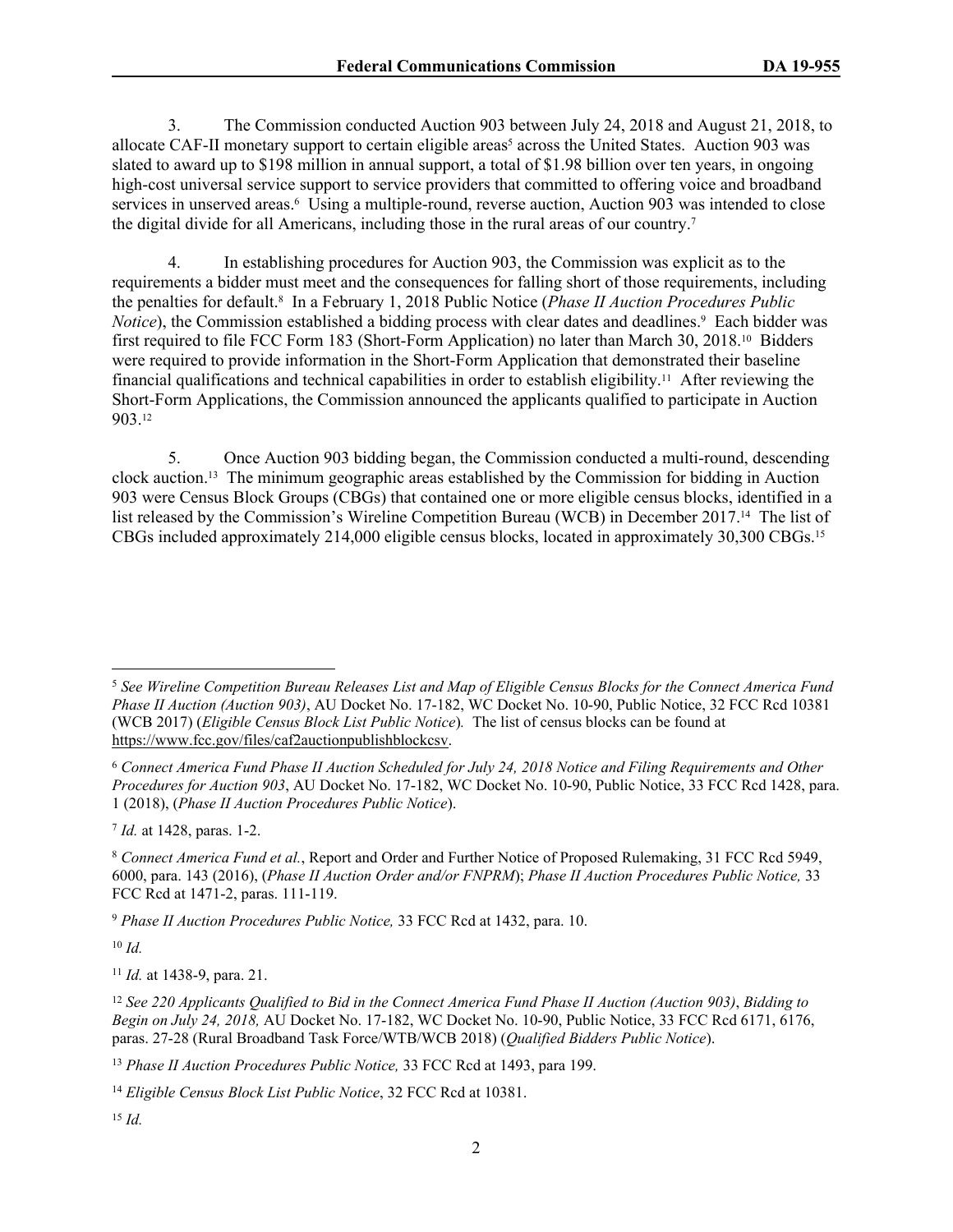3. The Commission conducted Auction 903 between July 24, 2018 and August 21, 2018, to allocate CAF-II monetary support to certain eligible areas[5] across the United States. Auction 903 was slated to award up to $198 million in annual support, a total of $1.98 billion over ten years, in ongoing high-cost universal service support to service providers that committed to offering voice and broadband services in unserved areas.[6] Using a multiple-round, reverse auction, Auction 903 was intended to close the digital divide for all Americans, including those in the rural areas of our country.[7]

4. In establishing procedures for Auction 903, the Commission was explicit as to the requirements a bidder must meet and the consequences for falling short of those requirements, including the penalties for default.[8] In a February 1, 2018 Public Notice (*Phase II Auction Procedures Public Notice*), the Commission established a bidding process with clear dates and deadlines.[9] Each bidder was first required to file FCC Form 183 (Short-Form Application) no later than March 30, 2018.[10] Bidders were required to provide information in the Short-Form Application that demonstrated their baseline financial qualifications and technical capabilities in order to establish eligibility.[11] After reviewing the Short-Form Applications, the Commission announced the applicants qualified to participate in Auction 903.[12]

5. Once Auction 903 bidding began, the Commission conducted a multi-round, descending clock auction.[13] The minimum geographic areas established by the Commission for bidding in Auction 903 were Census Block Groups (CBGs) that contained one or more eligible census blocks, identified in a list released by the Commission's Wireline Competition Bureau (WCB) in December 2017.[14] The list of CBGs included approximately 214,000 eligible census blocks, located in approximately 30,300 CBGs.[15]

---

[5] *See Wireline Competition Bureau Releases List and Map of Eligible Census Blocks for the Connect America Fund Phase II Auction (Auction 903)*, AU Docket No. 17-182, WC Docket No. 10-90, Public Notice, 32 FCC Rcd 10381 (WCB 2017) (*Eligible Census Block List Public Notice*). The list of census blocks can be found at https://www.fcc.gov/files/caf2auctionpublishblockcsv.

[6] *Connect America Fund Phase II Auction Scheduled for July 24, 2018 Notice and Filing Requirements and Other Procedures for Auction 903*, AU Docket No. 17-182, WC Docket No. 10-90, Public Notice, 33 FCC Rcd 1428, para. 1 (2018), (*Phase II Auction Procedures Public Notice*).

[7] *Id.* at 1428, paras. 1-2.

[8] *Connect America Fund et al.*, Report and Order and Further Notice of Proposed Rulemaking, 31 FCC Rcd 5949, 6000, para. 143 (2016), (*Phase II Auction Order and/or FNPRM*); *Phase II Auction Procedures Public Notice,* 33 FCC Rcd at 1471-2, paras. 111-119.

[9] *Phase II Auction Procedures Public Notice,* 33 FCC Rcd at 1432, para. 10.

[10] *Id.*

[11] *Id.* at 1438-9, para. 21.

[12] *See 220 Applicants Qualified to Bid in the Connect America Fund Phase II Auction (Auction 903)*, *Bidding to Begin on July 24, 2018,* AU Docket No. 17-182, WC Docket No. 10-90, Public Notice, 33 FCC Rcd 6171, 6176, paras. 27-28 (Rural Broadband Task Force/WTB/WCB 2018) (*Qualified Bidders Public Notice*).

[13] *Phase II Auction Procedures Public Notice,* 33 FCC Rcd at 1493, para 199.

[14] *Eligible Census Block List Public Notice*, 32 FCC Rcd at 10381.

[15] *Id.*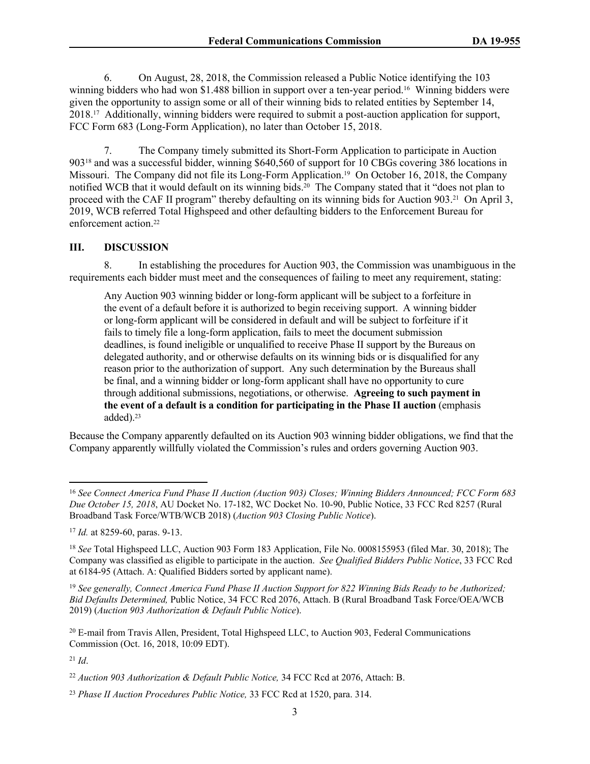6. On August, 28, 2018, the Commission released a Public Notice identifying the 103 winning bidders who had won $1.488 billion in support over a ten-year period.[16] Winning bidders were given the opportunity to assign some or all of their winning bids to related entities by September 14, 2018.[17] Additionally, winning bidders were required to submit a post-auction application for support, FCC Form 683 (Long-Form Application), no later than October 15, 2018.

7. The Company timely submitted its Short-Form Application to participate in Auction 903[18] and was a successful bidder, winning $640,560 of support for 10 CBGs covering 386 locations in Missouri. The Company did not file its Long-Form Application.[19] On October 16, 2018, the Company notified WCB that it would default on its winning bids.[20] The Company stated that it "does not plan to proceed with the CAF II program" thereby defaulting on its winning bids for Auction 903.[21] On April 3, 2019, WCB referred Total Highspeed and other defaulting bidders to the Enforcement Bureau for enforcement action.[22]

## III. DISCUSSION

8. In establishing the procedures for Auction 903, the Commission was unambiguous in the requirements each bidder must meet and the consequences of failing to meet any requirement, stating:

> Any Auction 903 winning bidder or long-form applicant will be subject to a forfeiture in the event of a default before it is authorized to begin receiving support. A winning bidder or long-form applicant will be considered in default and will be subject to forfeiture if it fails to timely file a long-form application, fails to meet the document submission deadlines, is found ineligible or unqualified to receive Phase II support by the Bureaus on delegated authority, and or otherwise defaults on its winning bids or is disqualified for any reason prior to the authorization of support. Any such determination by the Bureaus shall be final, and a winning bidder or long-form applicant shall have no opportunity to cure through additional submissions, negotiations, or otherwise. **Agreeing to such payment in the event of a default is a condition for participating in the Phase II auction** (emphasis added).[23]

Because the Company apparently defaulted on its Auction 903 winning bidder obligations, we find that the Company apparently willfully violated the Commission's rules and orders governing Auction 903.

---

[16] *See Connect America Fund Phase II Auction (Auction 903) Closes; Winning Bidders Announced; FCC Form 683 Due October 15, 2018*, AU Docket No. 17-182, WC Docket No. 10-90, Public Notice, 33 FCC Rcd 8257 (Rural Broadband Task Force/WTB/WCB 2018) (*Auction 903 Closing Public Notice*).

[17] *Id.* at 8259-60, paras. 9-13.

[18] *See* Total Highspeed LLC, Auction 903 Form 183 Application, File No. 0008155953 (filed Mar. 30, 2018); The Company was classified as eligible to participate in the auction. *See Qualified Bidders Public Notice*, 33 FCC Rcd at 6184-95 (Attach. A: Qualified Bidders sorted by applicant name).

[19] *See generally, Connect America Fund Phase II Auction Support for 822 Winning Bids Ready to be Authorized; Bid Defaults Determined,* Public Notice, 34 FCC Rcd 2076, Attach. B (Rural Broadband Task Force/OEA/WCB 2019) (*Auction 903 Authorization & Default Public Notice*).

[20] E-mail from Travis Allen, President, Total Highspeed LLC, to Auction 903, Federal Communications Commission (Oct. 16, 2018, 10:09 EDT).

[21] *Id*.

[22] *Auction 903 Authorization & Default Public Notice,* 34 FCC Rcd at 2076, Attach: B.

[23] *Phase II Auction Procedures Public Notice,* 33 FCC Rcd at 1520, para. 314.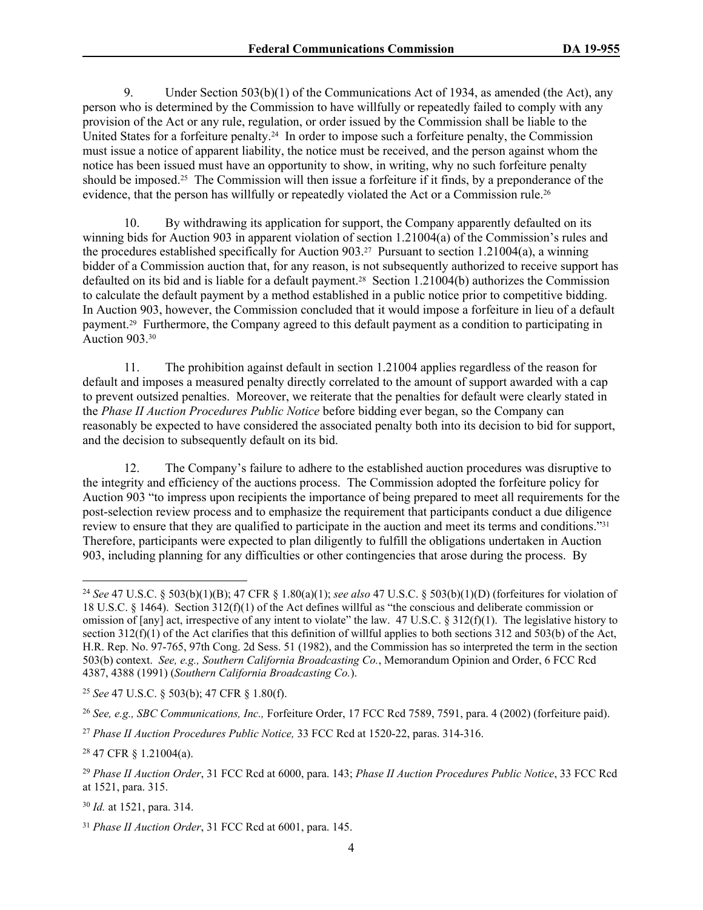9. Under Section 503(b)(1) of the Communications Act of 1934, as amended (the Act), any person who is determined by the Commission to have willfully or repeatedly failed to comply with any provision of the Act or any rule, regulation, or order issued by the Commission shall be liable to the United States for a forfeiture penalty.[24] In order to impose such a forfeiture penalty, the Commission must issue a notice of apparent liability, the notice must be received, and the person against whom the notice has been issued must have an opportunity to show, in writing, why no such forfeiture penalty should be imposed.[25] The Commission will then issue a forfeiture if it finds, by a preponderance of the evidence, that the person has willfully or repeatedly violated the Act or a Commission rule.[26]

10. By withdrawing its application for support, the Company apparently defaulted on its winning bids for Auction 903 in apparent violation of section 1.21004(a) of the Commission's rules and the procedures established specifically for Auction 903.[27] Pursuant to section 1.21004(a), a winning bidder of a Commission auction that, for any reason, is not subsequently authorized to receive support has defaulted on its bid and is liable for a default payment.[28] Section 1.21004(b) authorizes the Commission to calculate the default payment by a method established in a public notice prior to competitive bidding. In Auction 903, however, the Commission concluded that it would impose a forfeiture in lieu of a default payment.[29] Furthermore, the Company agreed to this default payment as a condition to participating in Auction 903.[30]

11. The prohibition against default in section 1.21004 applies regardless of the reason for default and imposes a measured penalty directly correlated to the amount of support awarded with a cap to prevent outsized penalties. Moreover, we reiterate that the penalties for default were clearly stated in the *Phase II Auction Procedures Public Notice* before bidding ever began, so the Company can reasonably be expected to have considered the associated penalty both into its decision to bid for support, and the decision to subsequently default on its bid.

12. The Company's failure to adhere to the established auction procedures was disruptive to the integrity and efficiency of the auctions process. The Commission adopted the forfeiture policy for Auction 903 "to impress upon recipients the importance of being prepared to meet all requirements for the post-selection review process and to emphasize the requirement that participants conduct a due diligence review to ensure that they are qualified to participate in the auction and meet its terms and conditions."[31] Therefore, participants were expected to plan diligently to fulfill the obligations undertaken in Auction 903, including planning for any difficulties or other contingencies that arose during the process. By

---

[24] *See* 47 U.S.C. § 503(b)(1)(B); 47 CFR § 1.80(a)(1); *see also* 47 U.S.C. § 503(b)(1)(D) (forfeitures for violation of 18 U.S.C. § 1464). Section 312(f)(1) of the Act defines willful as "the conscious and deliberate commission or omission of [any] act, irrespective of any intent to violate" the law. 47 U.S.C. § 312(f)(1). The legislative history to section 312(f)(1) of the Act clarifies that this definition of willful applies to both sections 312 and 503(b) of the Act, H.R. Rep. No. 97-765, 97th Cong. 2d Sess. 51 (1982), and the Commission has so interpreted the term in the section 503(b) context. *See, e.g., Southern California Broadcasting Co.*, Memorandum Opinion and Order, 6 FCC Rcd 4387, 4388 (1991) (*Southern California Broadcasting Co.*).

[25] *See* 47 U.S.C. § 503(b); 47 CFR § 1.80(f).

[26] *See, e.g., SBC Communications, Inc.,* Forfeiture Order, 17 FCC Rcd 7589, 7591, para. 4 (2002) (forfeiture paid).

[27] *Phase II Auction Procedures Public Notice,* 33 FCC Rcd at 1520-22, paras. 314-316.

[28] 47 CFR § 1.21004(a).

[29] *Phase II Auction Order*, 31 FCC Rcd at 6000, para. 143; *Phase II Auction Procedures Public Notice*, 33 FCC Rcd at 1521, para. 315.

[30] *Id.* at 1521, para. 314.

[31] *Phase II Auction Order*, 31 FCC Rcd at 6001, para. 145.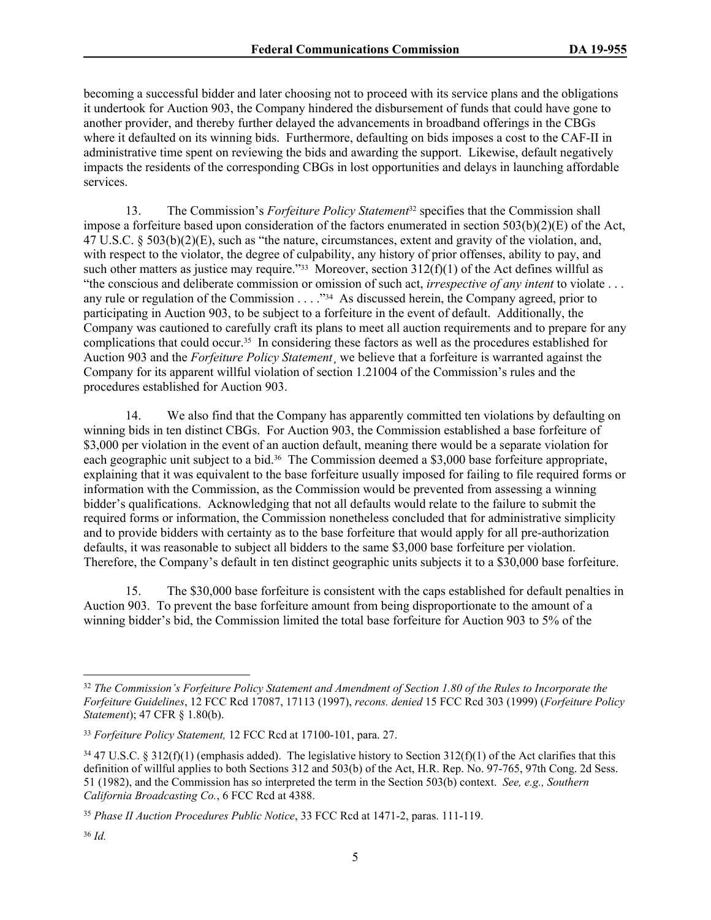becoming a successful bidder and later choosing not to proceed with its service plans and the obligations it undertook for Auction 903, the Company hindered the disbursement of funds that could have gone to another provider, and thereby further delayed the advancements in broadband offerings in the CBGs where it defaulted on its winning bids. Furthermore, defaulting on bids imposes a cost to the CAF-II in administrative time spent on reviewing the bids and awarding the support. Likewise, default negatively impacts the residents of the corresponding CBGs in lost opportunities and delays in launching affordable services.

13. The Commission's *Forfeiture Policy Statement*[32] specifies that the Commission shall impose a forfeiture based upon consideration of the factors enumerated in section 503(b)(2)(E) of the Act, 47 U.S.C. § 503(b)(2)(E), such as "the nature, circumstances, extent and gravity of the violation, and, with respect to the violator, the degree of culpability, any history of prior offenses, ability to pay, and such other matters as justice may require."[33] Moreover, section 312(f)(1) of the Act defines willful as "the conscious and deliberate commission or omission of such act, *irrespective of any intent* to violate . . . any rule or regulation of the Commission . . . ."[34] As discussed herein, the Company agreed, prior to participating in Auction 903, to be subject to a forfeiture in the event of default. Additionally, the Company was cautioned to carefully craft its plans to meet all auction requirements and to prepare for any complications that could occur.[35] In considering these factors as well as the procedures established for Auction 903 and the *Forfeiture Policy Statement*¸ we believe that a forfeiture is warranted against the Company for its apparent willful violation of section 1.21004 of the Commission's rules and the procedures established for Auction 903.

14. We also find that the Company has apparently committed ten violations by defaulting on winning bids in ten distinct CBGs. For Auction 903, the Commission established a base forfeiture of $3,000 per violation in the event of an auction default, meaning there would be a separate violation for each geographic unit subject to a bid.[36] The Commission deemed a $3,000 base forfeiture appropriate, explaining that it was equivalent to the base forfeiture usually imposed for failing to file required forms or information with the Commission, as the Commission would be prevented from assessing a winning bidder's qualifications. Acknowledging that not all defaults would relate to the failure to submit the required forms or information, the Commission nonetheless concluded that for administrative simplicity and to provide bidders with certainty as to the base forfeiture that would apply for all pre-authorization defaults, it was reasonable to subject all bidders to the same $3,000 base forfeiture per violation. Therefore, the Company's default in ten distinct geographic units subjects it to a $30,000 base forfeiture.

15. The $30,000 base forfeiture is consistent with the caps established for default penalties in Auction 903. To prevent the base forfeiture amount from being disproportionate to the amount of a winning bidder's bid, the Commission limited the total base forfeiture for Auction 903 to 5% of the

---

[32] *The Commission's Forfeiture Policy Statement and Amendment of Section 1.80 of the Rules to Incorporate the Forfeiture Guidelines*, 12 FCC Rcd 17087, 17113 (1997), *recons. denied* 15 FCC Rcd 303 (1999) (*Forfeiture Policy Statement*); 47 CFR § 1.80(b).

[33] *Forfeiture Policy Statement,* 12 FCC Rcd at 17100-101, para. 27.

[34] 47 U.S.C. § 312(f)(1) (emphasis added). The legislative history to Section 312(f)(1) of the Act clarifies that this definition of willful applies to both Sections 312 and 503(b) of the Act, H.R. Rep. No. 97-765, 97th Cong. 2d Sess. 51 (1982), and the Commission has so interpreted the term in the Section 503(b) context. *See, e.g., Southern California Broadcasting Co.*, 6 FCC Rcd at 4388.

[35] *Phase II Auction Procedures Public Notice*, 33 FCC Rcd at 1471-2, paras. 111-119.

[36] *Id.*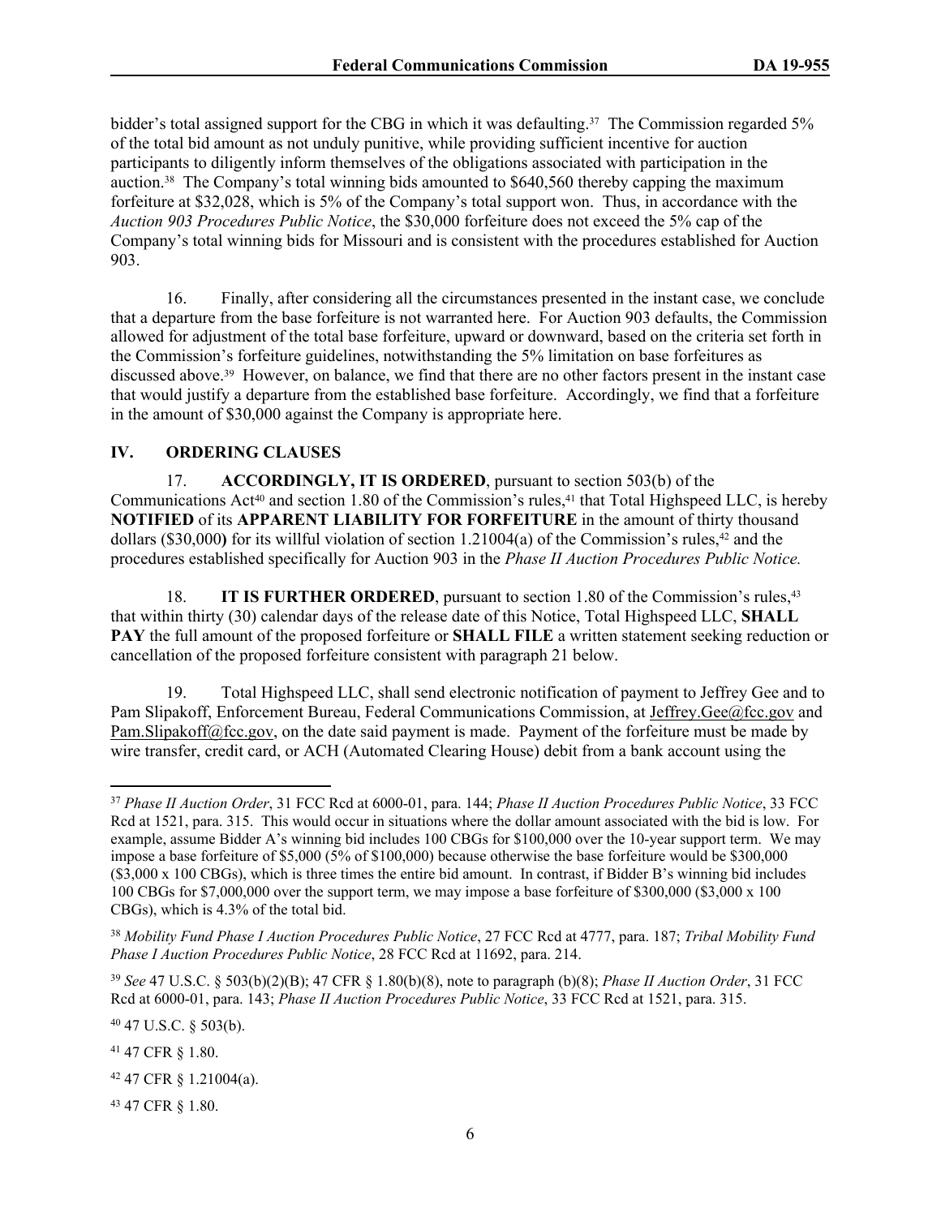bidder's total assigned support for the CBG in which it was defaulting.[37] The Commission regarded 5% of the total bid amount as not unduly punitive, while providing sufficient incentive for auction participants to diligently inform themselves of the obligations associated with participation in the auction.[38] The Company's total winning bids amounted to $640,560 thereby capping the maximum forfeiture at $32,028, which is 5% of the Company's total support won. Thus, in accordance with the *Auction 903 Procedures Public Notice*, the $30,000 forfeiture does not exceed the 5% cap of the Company's total winning bids for Missouri and is consistent with the procedures established for Auction 903.

16. Finally, after considering all the circumstances presented in the instant case, we conclude that a departure from the base forfeiture is not warranted here. For Auction 903 defaults, the Commission allowed for adjustment of the total base forfeiture, upward or downward, based on the criteria set forth in the Commission's forfeiture guidelines, notwithstanding the 5% limitation on base forfeitures as discussed above.[39] However, on balance, we find that there are no other factors present in the instant case that would justify a departure from the established base forfeiture. Accordingly, we find that a forfeiture in the amount of $30,000 against the Company is appropriate here.

## IV. ORDERING CLAUSES

17. **ACCORDINGLY, IT IS ORDERED**, pursuant to section 503(b) of the Communications Act[40] and section 1.80 of the Commission's rules,[41] that Total Highspeed LLC, is hereby **NOTIFIED** of its **APPARENT LIABILITY FOR FORFEITURE** in the amount of thirty thousand dollars ($30,000**)** for its willful violation of section 1.21004(a) of the Commission's rules,[42] and the procedures established specifically for Auction 903 in the *Phase II Auction Procedures Public Notice.*

18. **IT IS FURTHER ORDERED**, pursuant to section 1.80 of the Commission's rules,[43] that within thirty (30) calendar days of the release date of this Notice, Total Highspeed LLC, **SHALL PAY** the full amount of the proposed forfeiture or **SHALL FILE** a written statement seeking reduction or cancellation of the proposed forfeiture consistent with paragraph 21 below.

19. Total Highspeed LLC, shall send electronic notification of payment to Jeffrey Gee and to Pam Slipakoff, Enforcement Bureau, Federal Communications Commission, at Jeffrey.Gee@fcc.gov and Pam.Slipakoff@fcc.gov, on the date said payment is made. Payment of the forfeiture must be made by wire transfer, credit card, or ACH (Automated Clearing House) debit from a bank account using the

---

[37] *Phase II Auction Order*, 31 FCC Rcd at 6000-01, para. 144; *Phase II Auction Procedures Public Notice*, 33 FCC Rcd at 1521, para. 315. This would occur in situations where the dollar amount associated with the bid is low. For example, assume Bidder A's winning bid includes 100 CBGs for $100,000 over the 10-year support term. We may impose a base forfeiture of $5,000 (5% of $100,000) because otherwise the base forfeiture would be $300,000 ($3,000 x 100 CBGs), which is three times the entire bid amount. In contrast, if Bidder B's winning bid includes 100 CBGs for $7,000,000 over the support term, we may impose a base forfeiture of $300,000 ($3,000 x 100 CBGs), which is 4.3% of the total bid.

[38] *Mobility Fund Phase I Auction Procedures Public Notice*, 27 FCC Rcd at 4777, para. 187; *Tribal Mobility Fund Phase I Auction Procedures Public Notice*, 28 FCC Rcd at 11692, para. 214.

[39] *See* 47 U.S.C. § 503(b)(2)(B); 47 CFR § 1.80(b)(8), note to paragraph (b)(8); *Phase II Auction Order*, 31 FCC Rcd at 6000-01, para. 143; *Phase II Auction Procedures Public Notice*, 33 FCC Rcd at 1521, para. 315.

[40] 47 U.S.C. § 503(b).

[41] 47 CFR § 1.80.

[42] 47 CFR § 1.21004(a).

[43] 47 CFR § 1.80.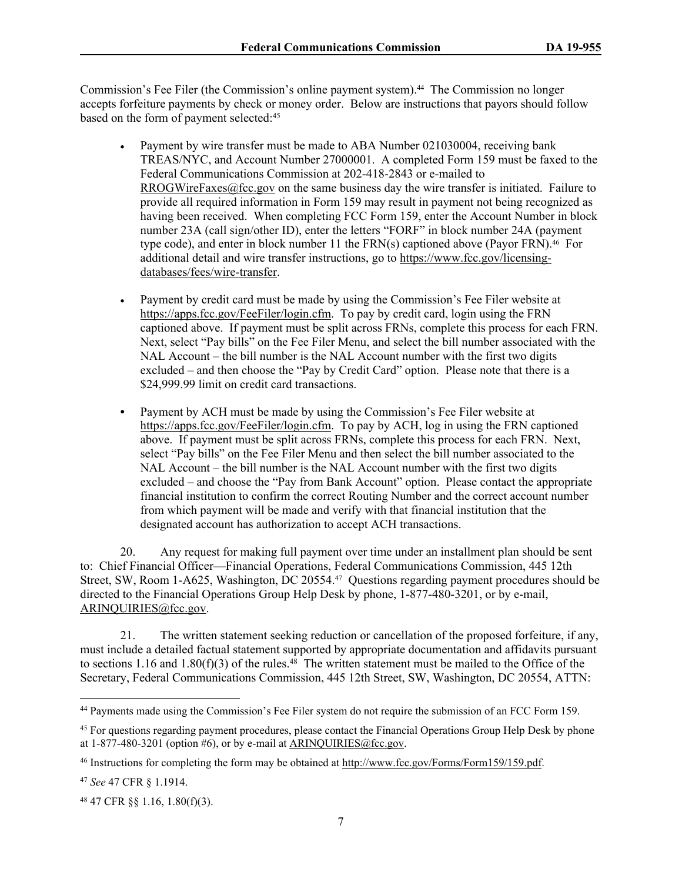Commission's Fee Filer (the Commission's online payment system).[44] The Commission no longer accepts forfeiture payments by check or money order. Below are instructions that payors should follow based on the form of payment selected:[45]

- Payment by wire transfer must be made to ABA Number 021030004, receiving bank TREAS/NYC, and Account Number 27000001. A completed Form 159 must be faxed to the Federal Communications Commission at 202-418-2843 or e-mailed to RROGWireFaxes@fcc.gov on the same business day the wire transfer is initiated. Failure to provide all required information in Form 159 may result in payment not being recognized as having been received. When completing FCC Form 159, enter the Account Number in block number 23A (call sign/other ID), enter the letters "FORF" in block number 24A (payment type code), and enter in block number 11 the FRN(s) captioned above (Payor FRN).[46] For additional detail and wire transfer instructions, go to https://www.fcc.gov/licensing-databases/fees/wire-transfer.

- Payment by credit card must be made by using the Commission's Fee Filer website at https://apps.fcc.gov/FeeFiler/login.cfm. To pay by credit card, login using the FRN captioned above. If payment must be split across FRNs, complete this process for each FRN. Next, select "Pay bills" on the Fee Filer Menu, and select the bill number associated with the NAL Account – the bill number is the NAL Account number with the first two digits excluded – and then choose the "Pay by Credit Card" option. Please note that there is a $24,999.99 limit on credit card transactions.

- Payment by ACH must be made by using the Commission's Fee Filer website at https://apps.fcc.gov/FeeFiler/login.cfm. To pay by ACH, log in using the FRN captioned above. If payment must be split across FRNs, complete this process for each FRN. Next, select "Pay bills" on the Fee Filer Menu and then select the bill number associated to the NAL Account – the bill number is the NAL Account number with the first two digits excluded – and choose the "Pay from Bank Account" option. Please contact the appropriate financial institution to confirm the correct Routing Number and the correct account number from which payment will be made and verify with that financial institution that the designated account has authorization to accept ACH transactions.

20. Any request for making full payment over time under an installment plan should be sent to: Chief Financial Officer—Financial Operations, Federal Communications Commission, 445 12th Street, SW, Room 1-A625, Washington, DC 20554.[47] Questions regarding payment procedures should be directed to the Financial Operations Group Help Desk by phone, 1-877-480-3201, or by e-mail, ARINQUIRIES@fcc.gov.

21. The written statement seeking reduction or cancellation of the proposed forfeiture, if any, must include a detailed factual statement supported by appropriate documentation and affidavits pursuant to sections 1.16 and 1.80(f)(3) of the rules.[48] The written statement must be mailed to the Office of the Secretary, Federal Communications Commission, 445 12th Street, SW, Washington, DC 20554, ATTN:

---

[44] Payments made using the Commission's Fee Filer system do not require the submission of an FCC Form 159.

[45] For questions regarding payment procedures, please contact the Financial Operations Group Help Desk by phone at 1-877-480-3201 (option #6), or by e-mail at ARINQUIRIES@fcc.gov.

[46] Instructions for completing the form may be obtained at http://www.fcc.gov/Forms/Form159/159.pdf.

[47] *See* 47 CFR § 1.1914.

[48] 47 CFR §§ 1.16, 1.80(f)(3).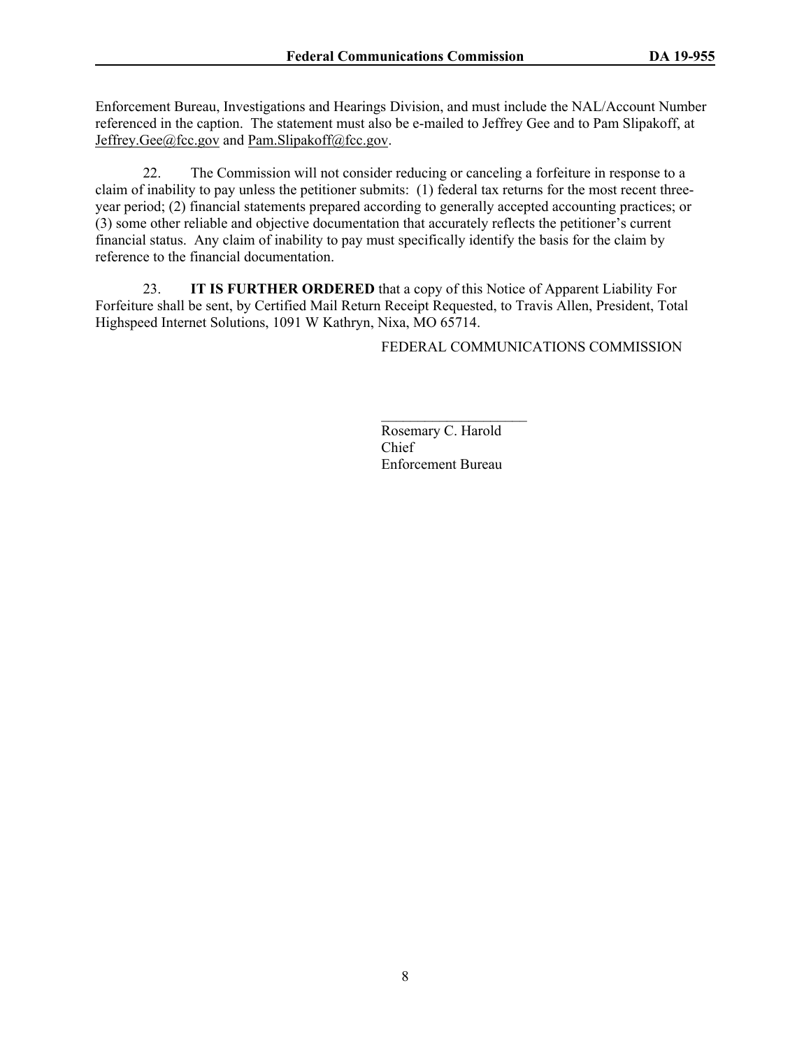Enforcement Bureau, Investigations and Hearings Division, and must include the NAL/Account Number referenced in the caption. The statement must also be e-mailed to Jeffrey Gee and to Pam Slipakoff, at Jeffrey.Gee@fcc.gov and Pam.Slipakoff@fcc.gov.

22. The Commission will not consider reducing or canceling a forfeiture in response to a claim of inability to pay unless the petitioner submits: (1) federal tax returns for the most recent three-year period; (2) financial statements prepared according to generally accepted accounting practices; or (3) some other reliable and objective documentation that accurately reflects the petitioner's current financial status. Any claim of inability to pay must specifically identify the basis for the claim by reference to the financial documentation.

23. **IT IS FURTHER ORDERED** that a copy of this Notice of Apparent Liability For Forfeiture shall be sent, by Certified Mail Return Receipt Requested, to Travis Allen, President, Total Highspeed Internet Solutions, 1091 W Kathryn, Nixa, MO 65714.

FEDERAL COMMUNICATIONS COMMISSION

\_\_\_\_\_\_\_\_\_\_\_\_\_\_\_\_\_\_\_\_

Rosemary C. Harold
Chief
Enforcement Bureau